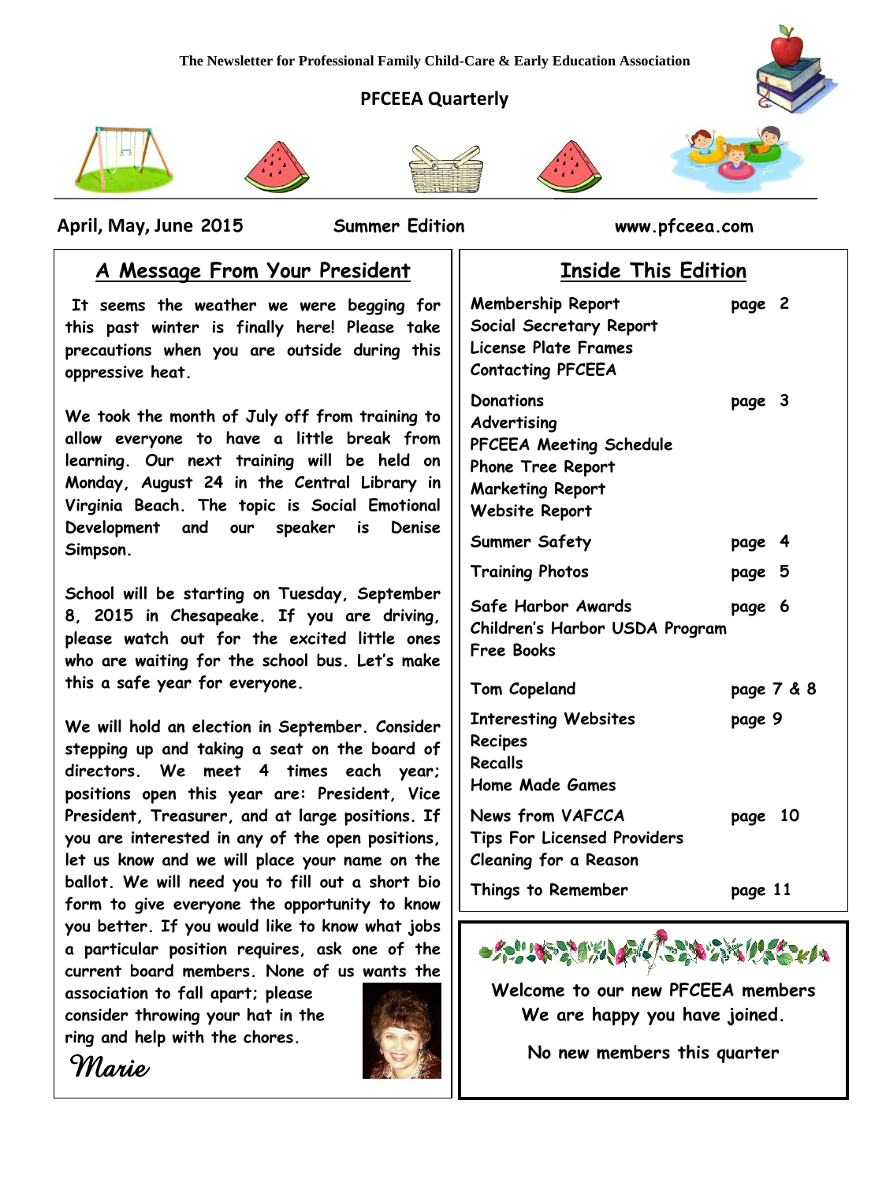The Newsletter for Professional Family Child-Care & Early Education Association

# PFCEEA Quarterly

**April, May, June 2015** | **Summer Edition** | **www.pfceea.com**

## A Message From Your President

It seems the weather we were begging for this past winter is finally here! Please take precautions when you are outside during this oppressive heat.

We took the month of July off from training to allow everyone to have a little break from learning. Our next training will be held on Monday, August 24 in the Central Library in Virginia Beach. The topic is Social Emotional Development and our speaker is Denise Simpson.

School will be starting on Tuesday, September 8, 2015 in Chesapeake. If you are driving, please watch out for the excited little ones who are waiting for the school bus. Let's make this a safe year for everyone.

We will hold an election in September. Consider stepping up and taking a seat on the board of directors. We meet 4 times each year; positions open this year are: President, Vice President, Treasurer, and at large positions. If you are interested in any of the open positions, let us know and we will place your name on the ballot. We will need you to fill out a short bio form to give everyone the opportunity to know you better. If you would like to know what jobs a particular position requires, ask one of the current board members. None of us wants the association to fall apart; please consider throwing your hat in the ring and help with the chores.

*Marie*

## Inside This Edition

| | |
|---|---|
| Membership Report<br>Social Secretary Report<br>License Plate Frames<br>Contacting PFCEEA | page 2 |
| Donations<br>Advertising<br>PFCEEA Meeting Schedule<br>Phone Tree Report<br>Marketing Report<br>Website Report | page 3 |
| Summer Safety | page 4 |
| Training Photos | page 5 |
| Safe Harbor Awards<br>Children's Harbor USDA Program<br>Free Books | page 6 |
| Tom Copeland | page 7 & 8 |
| Interesting Websites<br>Recipes<br>Recalls<br>Home Made Games | page 9 |
| News from VAFCCA<br>Tips For Licensed Providers<br>Cleaning for a Reason | page 10 |
| Things to Remember | page 11 |

**Welcome to our new PFCEEA members**
**We are happy you have joined.**

**No new members this quarter**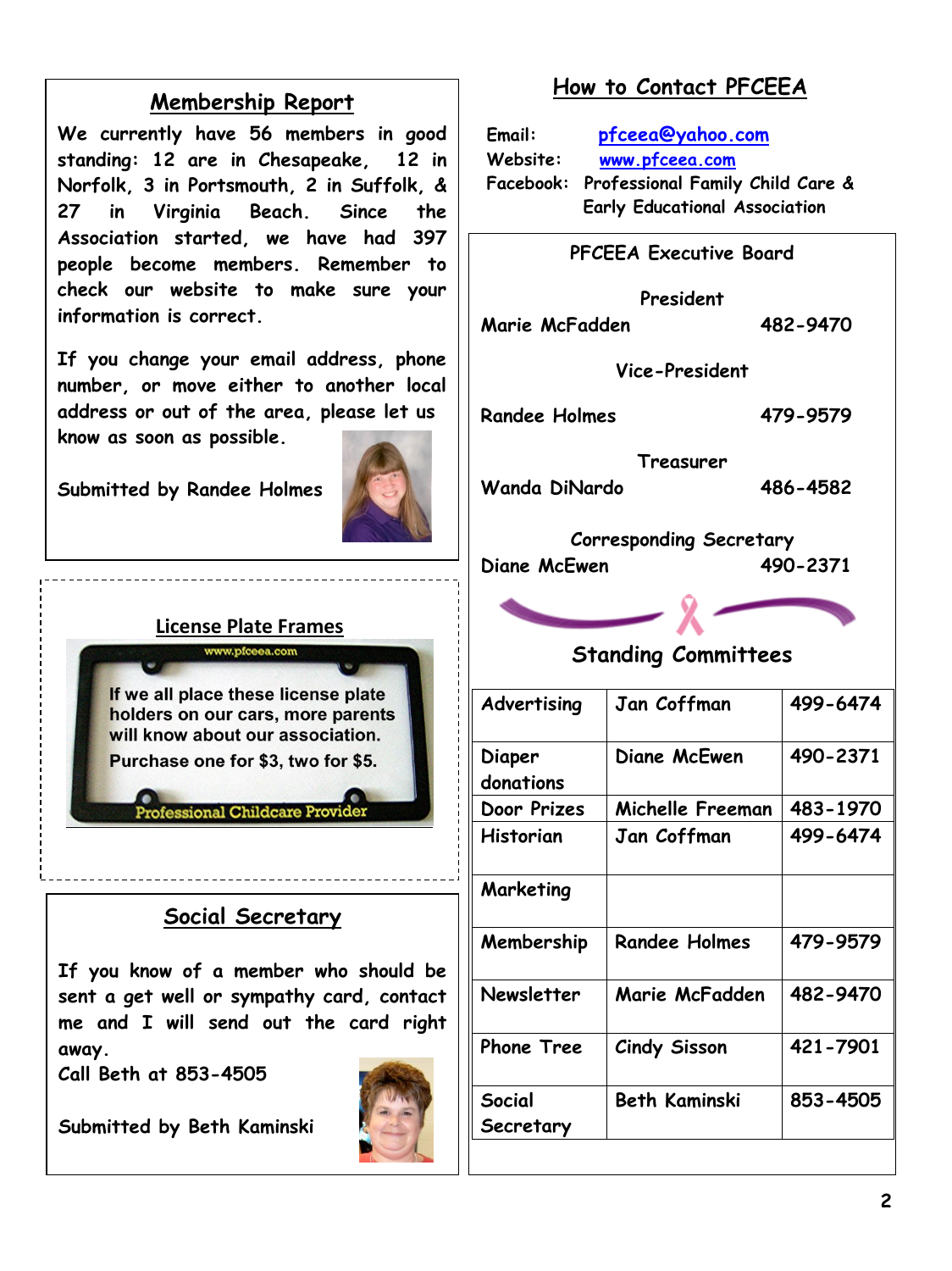## Membership Report

We currently have 56 members in good standing: 12 are in Chesapeake, 12 in Norfolk, 3 in Portsmouth, 2 in Suffolk, & 27 in Virginia Beach. Since the Association started, we have had 397 people become members. Remember to check our website to make sure your information is correct.

If you change your email address, phone number, or move either to another local address or out of the area, please let us know as soon as possible.

Submitted by Randee Holmes

## License Plate Frames

www.pfceea.com

If we all place these license plate holders on our cars, more parents will know about our association.

Purchase one for $3, two for $5.

Professional Childcare Provider

## Social Secretary

If you know of a member who should be sent a get well or sympathy card, contact me and I will send out the card right away.
Call Beth at 853-4505

Submitted by Beth Kaminski

## How to Contact PFCEEA

Email: pfceea@yahoo.com
Website: www.pfceea.com
Facebook: Professional Family Child Care & Early Educational Association

### PFCEEA Executive Board

**President**
Marie McFadden 482-9470

**Vice-President**
Randee Holmes 479-9579

**Treasurer**
Wanda DiNardo 486-4582

**Corresponding Secretary**
Diane McEwen 490-2371

### Standing Committees

| | | |
|---|---|---|
| Advertising | Jan Coffman | 499-6474 |
| Diaper donations | Diane McEwen | 490-2371 |
| Door Prizes | Michelle Freeman | 483-1970 |
| Historian | Jan Coffman | 499-6474 |
| Marketing | | |
| Membership | Randee Holmes | 479-9579 |
| Newsletter | Marie McFadden | 482-9470 |
| Phone Tree | Cindy Sisson | 421-7901 |
| Social Secretary | Beth Kaminski | 853-4505 |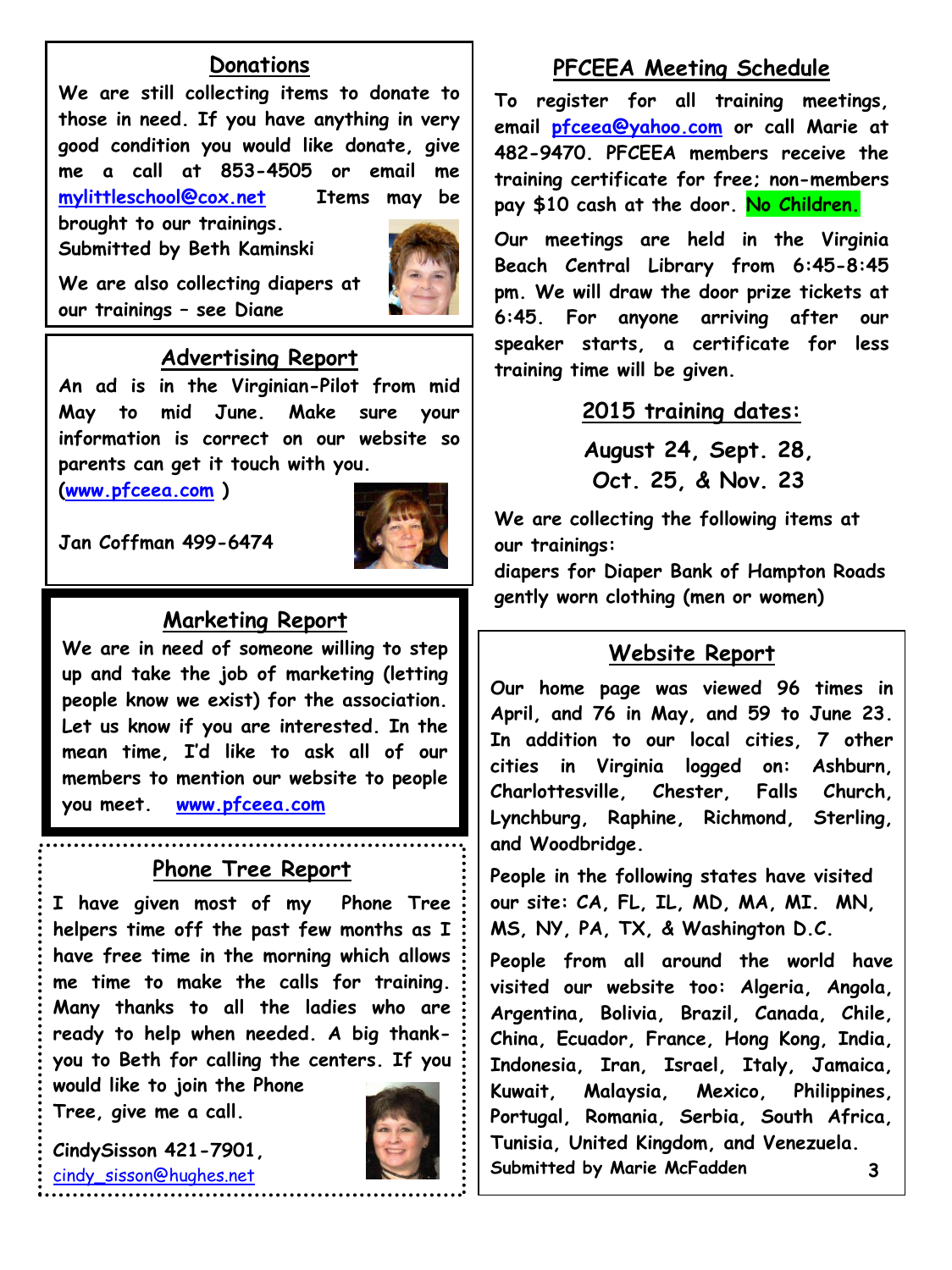## Donations

We are still collecting items to donate to those in need. If you have anything in very good condition you would like donate, give me a call at 853-4505 or email me mylittleschool@cox.net Items may be brought to our trainings.

Submitted by Beth Kaminski

We are also collecting diapers at our trainings – see Diane

## Advertising Report

An ad is in the Virginian-Pilot from mid May to mid June. Make sure your information is correct on our website so parents can get it touch with you. (www.pfceea.com )

Jan Coffman 499-6474

## Marketing Report

We are in need of someone willing to step up and take the job of marketing (letting people know we exist) for the association. Let us know if you are interested. In the mean time, I'd like to ask all of our members to mention our website to people you meet. www.pfceea.com

## Phone Tree Report

I have given most of my Phone Tree helpers time off the past few months as I have free time in the morning which allows me time to make the calls for training. Many thanks to all the ladies who are ready to help when needed. A big thank-you to Beth for calling the centers. If you would like to join the Phone Tree, give me a call.

CindySisson 421-7901, cindy_sisson@hughes.net

## PFCEEA Meeting Schedule

To register for all training meetings, email pfceea@yahoo.com or call Marie at 482-9470. PFCEEA members receive the training certificate for free; non-members pay $10 cash at the door. No Children.

Our meetings are held in the Virginia Beach Central Library from 6:45-8:45 pm. We will draw the door prize tickets at 6:45. For anyone arriving after our speaker starts, a certificate for less training time will be given.

## 2015 training dates:

**August 24, Sept. 28, Oct. 25, & Nov. 23**

We are collecting the following items at our trainings:
diapers for Diaper Bank of Hampton Roads
gently worn clothing (men or women)

## Website Report

Our home page was viewed 96 times in April, and 76 in May, and 59 to June 23. In addition to our local cities, 7 other cities in Virginia logged on: Ashburn, Charlottesville, Chester, Falls Church, Lynchburg, Raphine, Richmond, Sterling, and Woodbridge.

People in the following states have visited our site: CA, FL, IL, MD, MA, MI. MN, MS, NY, PA, TX, & Washington D.C.

People from all around the world have visited our website too: Algeria, Angola, Argentina, Bolivia, Brazil, Canada, Chile, China, Ecuador, France, Hong Kong, India, Indonesia, Iran, Israel, Italy, Jamaica, Kuwait, Malaysia, Mexico, Philippines, Portugal, Romania, Serbia, South Africa, Tunisia, United Kingdom, and Venezuela.

Submitted by Marie McFadden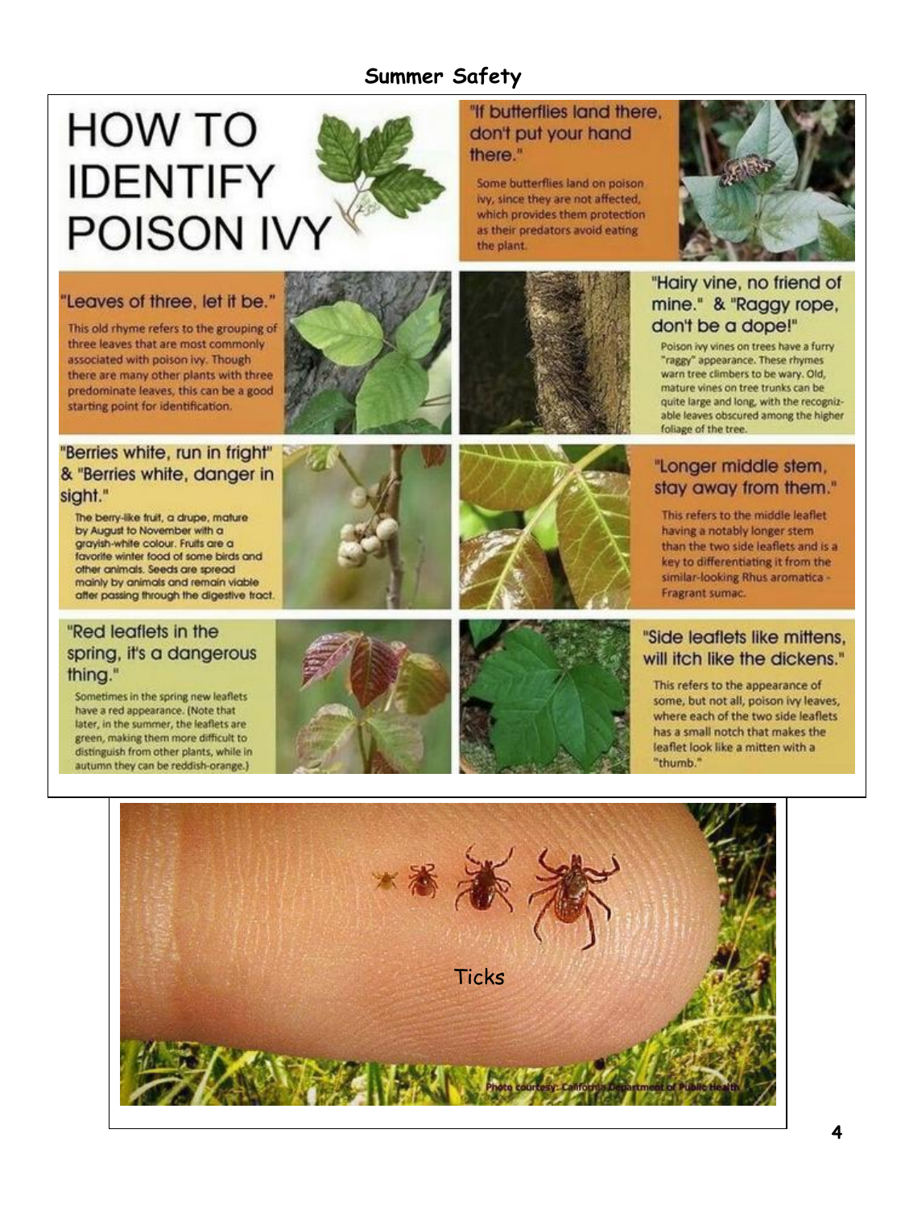# Summer Safety

## HOW TO IDENTIFY POISON IVY

**"If butterflies land there, don't put your hand there."**

Some butterflies land on poison ivy, since they are not affected, which provides them protection as their predators avoid eating the plant.

**"Leaves of three, let it be."**

This old rhyme refers to the grouping of three leaves that are most commonly associated with poison ivy. Though there are many other plants with three predominate leaves, this can be a good starting point for identification.

**"Hairy vine, no friend of mine." & "Raggy rope, don't be a dope!"**

Poison ivy vines on trees have a furry "raggy" appearance. These rhymes warn tree climbers to be wary. Old, mature vines on tree trunks can be quite large and long, with the recognizable leaves obscured among the higher foliage of the tree.

**"Berries white, run in fright" & "Berries white, danger in sight."**

The berry-like fruit, a drupe, mature by August to November with a grayish-white colour. Fruits are a favorite winter food of some birds and other animals. Seeds are spread mainly by animals and remain viable after passing through the digestive tract.

**"Longer middle stem, stay away from them."**

This refers to the middle leaflet having a notably longer stem than the two side leaflets and is a key to differentiating it from the similar-looking Rhus aromatica - Fragrant sumac.

**"Red leaflets in the spring, it's a dangerous thing."**

Sometimes in the spring new leaflets have a red appearance. (Note that later, in the summer, the leaflets are green, making them more difficult to distinguish from other plants, while in autumn they can be reddish-orange.)

**"Side leaflets like mittens, will itch like the dickens."**

This refers to the appearance of some, but not all, poison ivy leaves, where each of the two side leaflets has a small notch that makes the leaflet look like a mitten with a "thumb."

Ticks

Photo courtesy: California Department of Public Health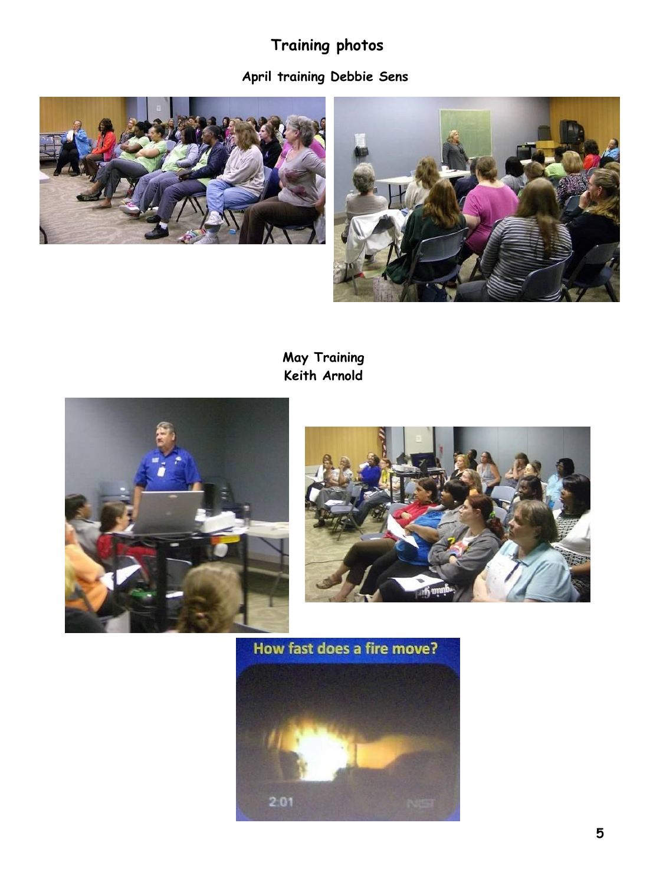# Training photos

## April training Debbie Sens

## May Training
## Keith Arnold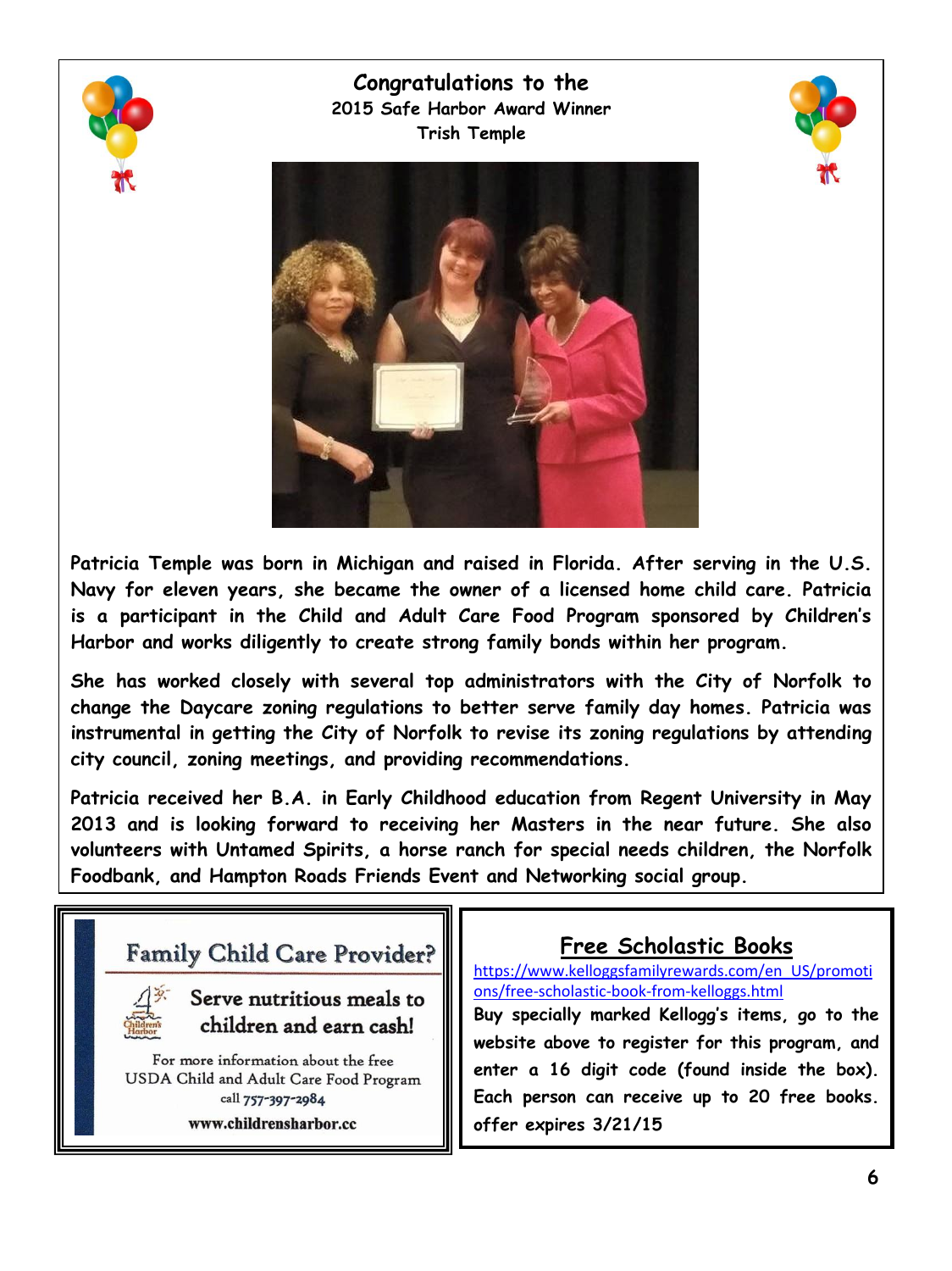**Congratulations to the**
**2015 Safe Harbor Award Winner**
**Trish Temple**

**Patricia Temple was born in Michigan and raised in Florida. After serving in the U.S. Navy for eleven years, she became the owner of a licensed home child care. Patricia is a participant in the Child and Adult Care Food Program sponsored by Children's Harbor and works diligently to create strong family bonds within her program.**

**She has worked closely with several top administrators with the City of Norfolk to change the Daycare zoning regulations to better serve family day homes. Patricia was instrumental in getting the City of Norfolk to revise its zoning regulations by attending city council, zoning meetings, and providing recommendations.**

**Patricia received her B.A. in Early Childhood education from Regent University in May 2013 and is looking forward to receiving her Masters in the near future. She also volunteers with Untamed Spirits, a horse ranch for special needs children, the Norfolk Foodbank, and Hampton Roads Friends Event and Networking social group.**

## Family Child Care Provider?

**Serve nutritious meals to children and earn cash!**

For more information about the free USDA Child and Adult Care Food Program call 757-397-2984

**www.childrensharbor.cc**

## Free Scholastic Books

https://www.kelloggsfamilyrewards.com/en_US/promotions/free-scholastic-book-from-kelloggs.html

**Buy specially marked Kellogg's items, go to the website above to register for this program, and enter a 16 digit code (found inside the box). Each person can receive up to 20 free books. offer expires 3/21/15**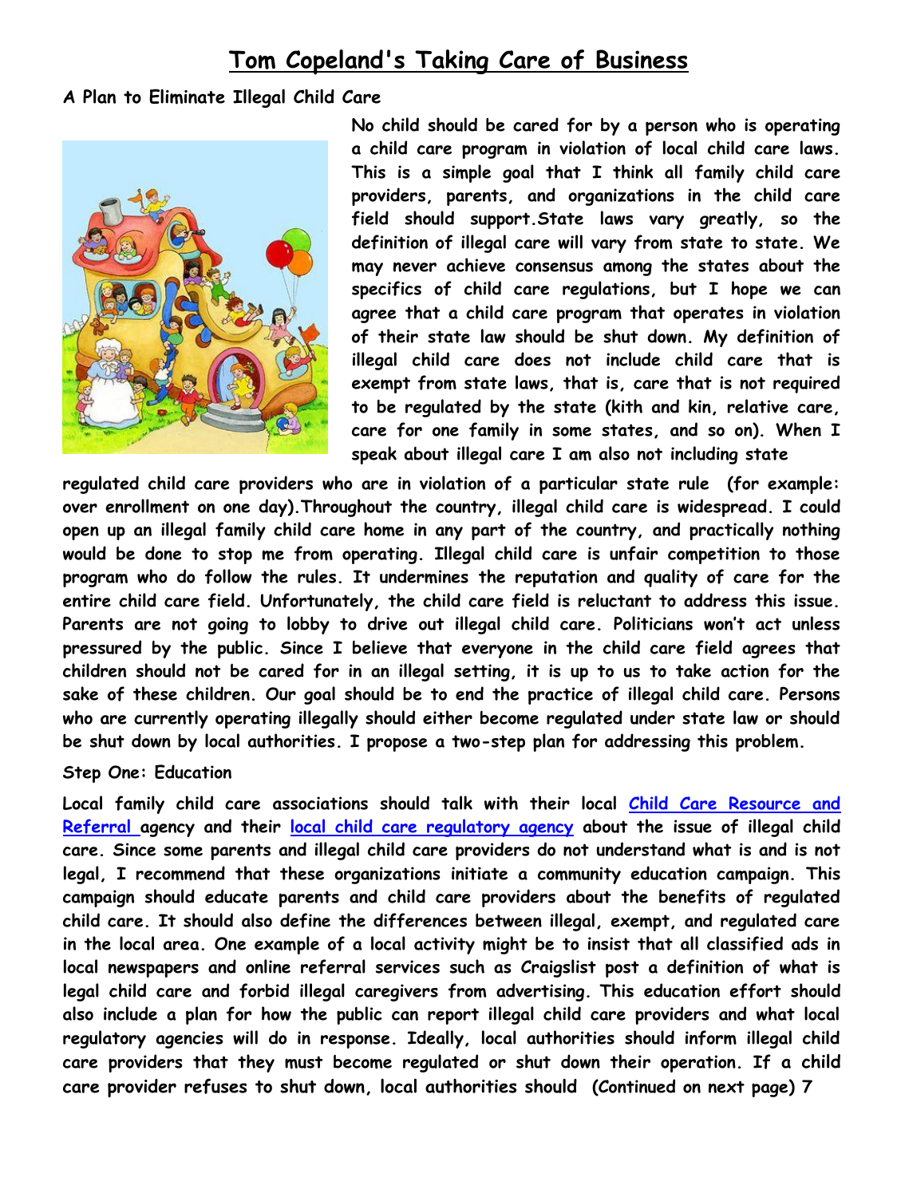# Tom Copeland's Taking Care of Business

**A Plan to Eliminate Illegal Child Care**

No child should be cared for by a person who is operating a child care program in violation of local child care laws. This is a simple goal that I think all family child care providers, parents, and organizations in the child care field should support.State laws vary greatly, so the definition of illegal care will vary from state to state. We may never achieve consensus among the states about the specifics of child care regulations, but I hope we can agree that a child care program that operates in violation of their state law should be shut down. My definition of illegal child care does not include child care that is exempt from state laws, that is, care that is not required to be regulated by the state (kith and kin, relative care, care for one family in some states, and so on). When I speak about illegal care I am also not including state regulated child care providers who are in violation of a particular state rule (for example: over enrollment on one day).Throughout the country, illegal child care is widespread. I could open up an illegal family child care home in any part of the country, and practically nothing would be done to stop me from operating. Illegal child care is unfair competition to those program who do follow the rules. It undermines the reputation and quality of care for the entire child care field. Unfortunately, the child care field is reluctant to address this issue. Parents are not going to lobby to drive out illegal child care. Politicians won't act unless pressured by the public. Since I believe that everyone in the child care field agrees that children should not be cared for in an illegal setting, it is up to us to take action for the sake of these children. Our goal should be to end the practice of illegal child care. Persons who are currently operating illegally should either become regulated under state law or should be shut down by local authorities. I propose a two-step plan for addressing this problem.

**Step One: Education**

Local family child care associations should talk with their local Child Care Resource and Referral agency and their local child care regulatory agency about the issue of illegal child care. Since some parents and illegal child care providers do not understand what is and is not legal, I recommend that these organizations initiate a community education campaign. This campaign should educate parents and child care providers about the benefits of regulated child care. It should also define the differences between illegal, exempt, and regulated care in the local area. One example of a local activity might be to insist that all classified ads in local newspapers and online referral services such as Craigslist post a definition of what is legal child care and forbid illegal caregivers from advertising. This education effort should also include a plan for how the public can report illegal child care providers and what local regulatory agencies will do in response. Ideally, local authorities should inform illegal child care providers that they must become regulated or shut down their operation. If a child care provider refuses to shut down, local authorities should (Continued on next page)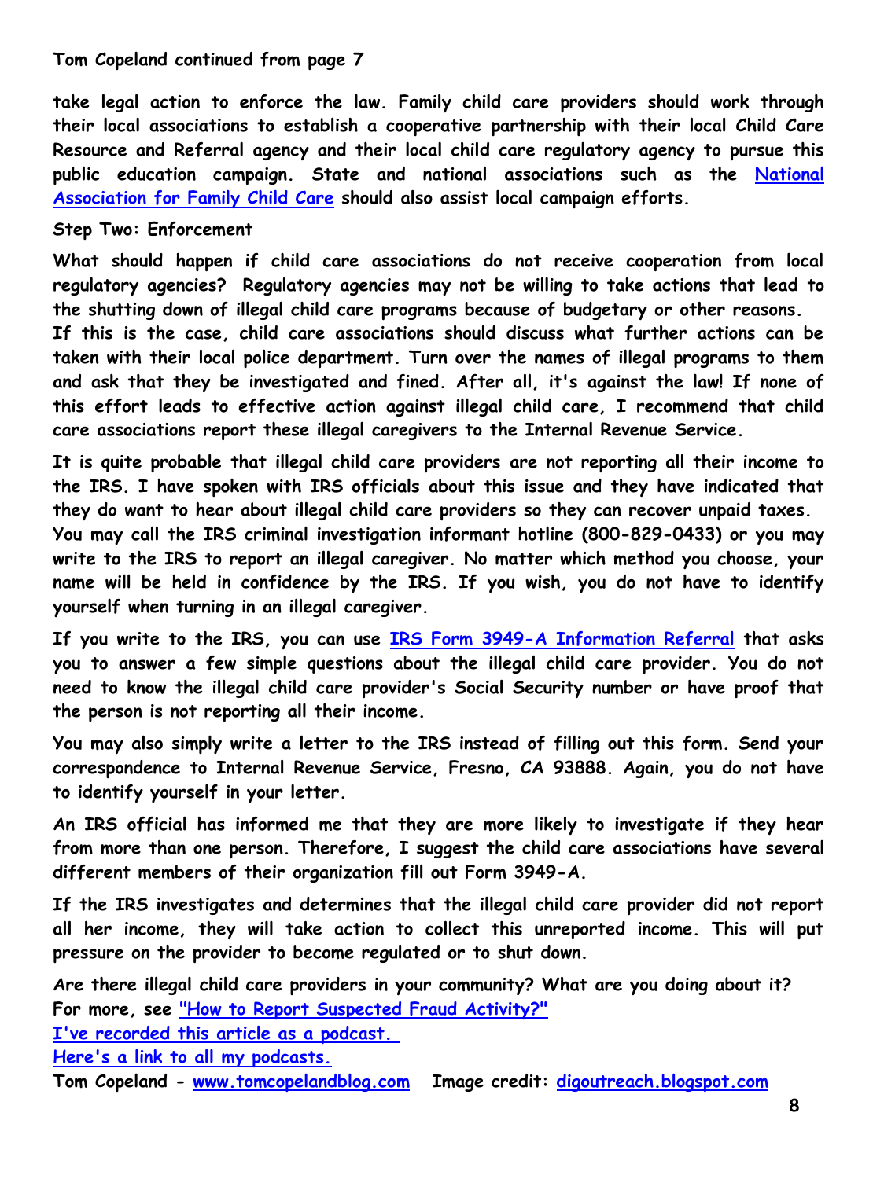Tom Copeland continued from page 7

take legal action to enforce the law. Family child care providers should work through their local associations to establish a cooperative partnership with their local Child Care Resource and Referral agency and their local child care regulatory agency to pursue this public education campaign. State and national associations such as the National Association for Family Child Care should also assist local campaign efforts.

Step Two: Enforcement

What should happen if child care associations do not receive cooperation from local regulatory agencies? Regulatory agencies may not be willing to take actions that lead to the shutting down of illegal child care programs because of budgetary or other reasons.

If this is the case, child care associations should discuss what further actions can be taken with their local police department. Turn over the names of illegal programs to them and ask that they be investigated and fined. After all, it's against the law! If none of this effort leads to effective action against illegal child care, I recommend that child care associations report these illegal caregivers to the Internal Revenue Service.

It is quite probable that illegal child care providers are not reporting all their income to the IRS. I have spoken with IRS officials about this issue and they have indicated that they do want to hear about illegal child care providers so they can recover unpaid taxes.

You may call the IRS criminal investigation informant hotline (800-829-0433) or you may write to the IRS to report an illegal caregiver. No matter which method you choose, your name will be held in confidence by the IRS. If you wish, you do not have to identify yourself when turning in an illegal caregiver.

If you write to the IRS, you can use IRS Form 3949-A Information Referral that asks you to answer a few simple questions about the illegal child care provider. You do not need to know the illegal child care provider's Social Security number or have proof that the person is not reporting all their income.

You may also simply write a letter to the IRS instead of filling out this form. Send your correspondence to Internal Revenue Service, Fresno, CA 93888. Again, you do not have to identify yourself in your letter.

An IRS official has informed me that they are more likely to investigate if they hear from more than one person. Therefore, I suggest the child care associations have several different members of their organization fill out Form 3949-A.

If the IRS investigates and determines that the illegal child care provider did not report all her income, they will take action to collect this unreported income. This will put pressure on the provider to become regulated or to shut down.

Are there illegal child care providers in your community? What are you doing about it?

For more, see "How to Report Suspected Fraud Activity?"

I've recorded this article as a podcast.

Here's a link to all my podcasts.

Tom Copeland - www.tomcopelandblog.com Image credit: digoutreach.blogspot.com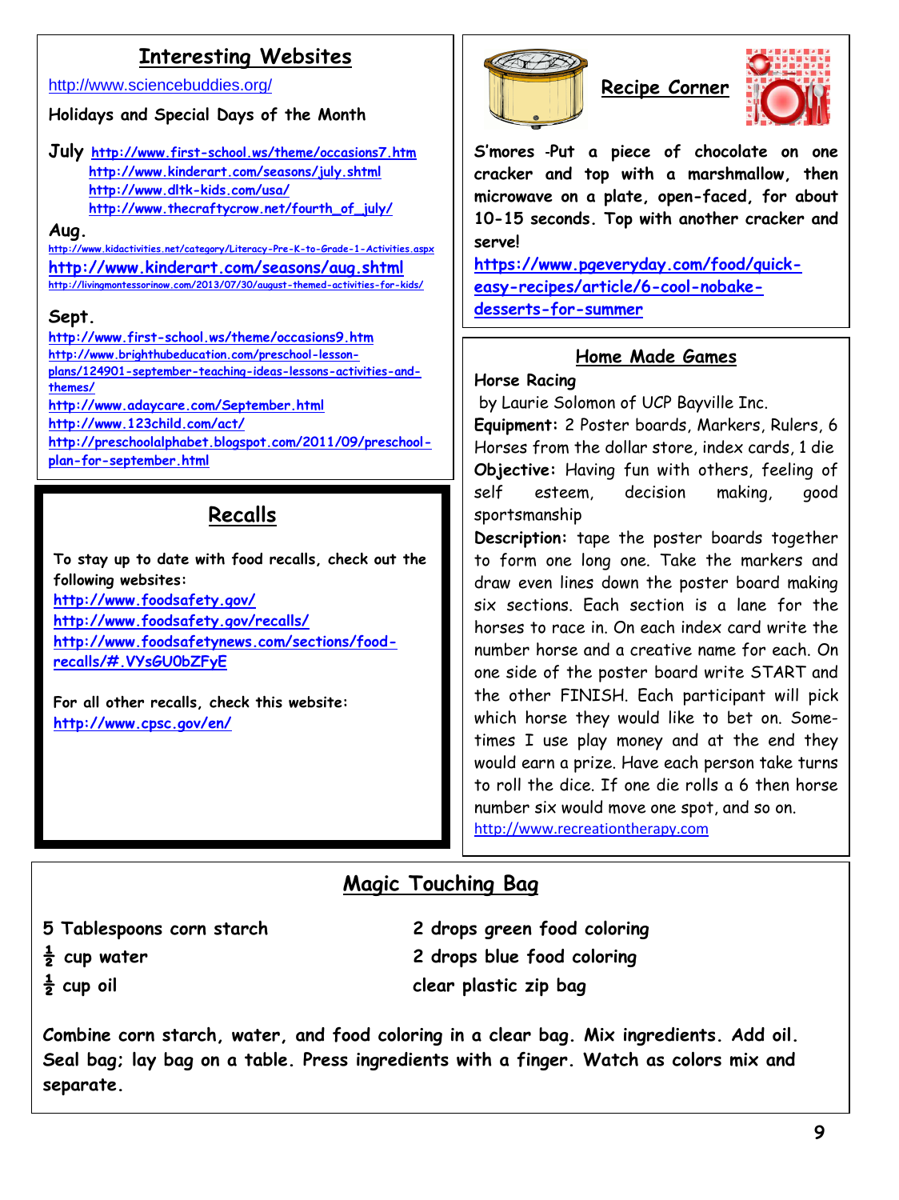## Interesting Websites

http://www.sciencebuddies.org/

**Holidays and Special Days of the Month**

**July**
- http://www.first-school.ws/theme/occasions7.htm
- http://www.kinderart.com/seasons/july.shtml
- http://www.dltk-kids.com/usa/
- http://www.thecraftycrow.net/fourth_of_july/

**Aug.**
- http://www.kidactivities.net/category/Literacy-Pre-K-to-Grade-1-Activities.aspx
- http://www.kinderart.com/seasons/aug.shtml
- http://livingmontessorinow.com/2013/07/30/august-themed-activities-for-kids/

**Sept.**
- http://www.first-school.ws/theme/occasions9.htm
- http://www.brighthubeducation.com/preschool-lesson-plans/124901-september-teaching-ideas-lessons-activities-and-themes/
- http://www.adaycare.com/September.html
- http://www.123child.com/act/
- http://preschoolalphabet.blogspot.com/2011/09/preschool-plan-for-september.html

## Recalls

To stay up to date with food recalls, check out the following websites:

http://www.foodsafety.gov/
http://www.foodsafety.gov/recalls/
http://www.foodsafetynews.com/sections/food-recalls/#.VYsGU0bZFyE

For all other recalls, check this website:
http://www.cpsc.gov/en/

## Recipe Corner

**S'mores -Put a piece of chocolate on one cracker and top with a marshmallow, then microwave on a plate, open-faced, for about 10-15 seconds. Top with another cracker and serve!**

https://www.pgeveryday.com/food/quick-easy-recipes/article/6-cool-nobake-desserts-for-summer

## Home Made Games

**Horse Racing**
by Laurie Solomon of UCP Bayville Inc.

**Equipment:** 2 Poster boards, Markers, Rulers, 6 Horses from the dollar store, index cards, 1 die

**Objective:** Having fun with others, feeling of self esteem, decision making, good sportsmanship

**Description:** tape the poster boards together to form one long one. Take the markers and draw even lines down the poster board making six sections. Each section is a lane for the horses to race in. On each index card write the number horse and a creative name for each. On one side of the poster board write START and the other FINISH. Each participant will pick which horse they would like to bet on. Sometimes I use play money and at the end they would earn a prize. Have each person take turns to roll the dice. If one die rolls a 6 then horse number six would move one spot, and so on.

http://www.recreationtherapy.com

## Magic Touching Bag

- 5 Tablespoons corn starch
- ½ cup water
- ½ cup oil
- 2 drops green food coloring
- 2 drops blue food coloring
- clear plastic zip bag

**Combine corn starch, water, and food coloring in a clear bag. Mix ingredients. Add oil. Seal bag; lay bag on a table. Press ingredients with a finger. Watch as colors mix and separate.**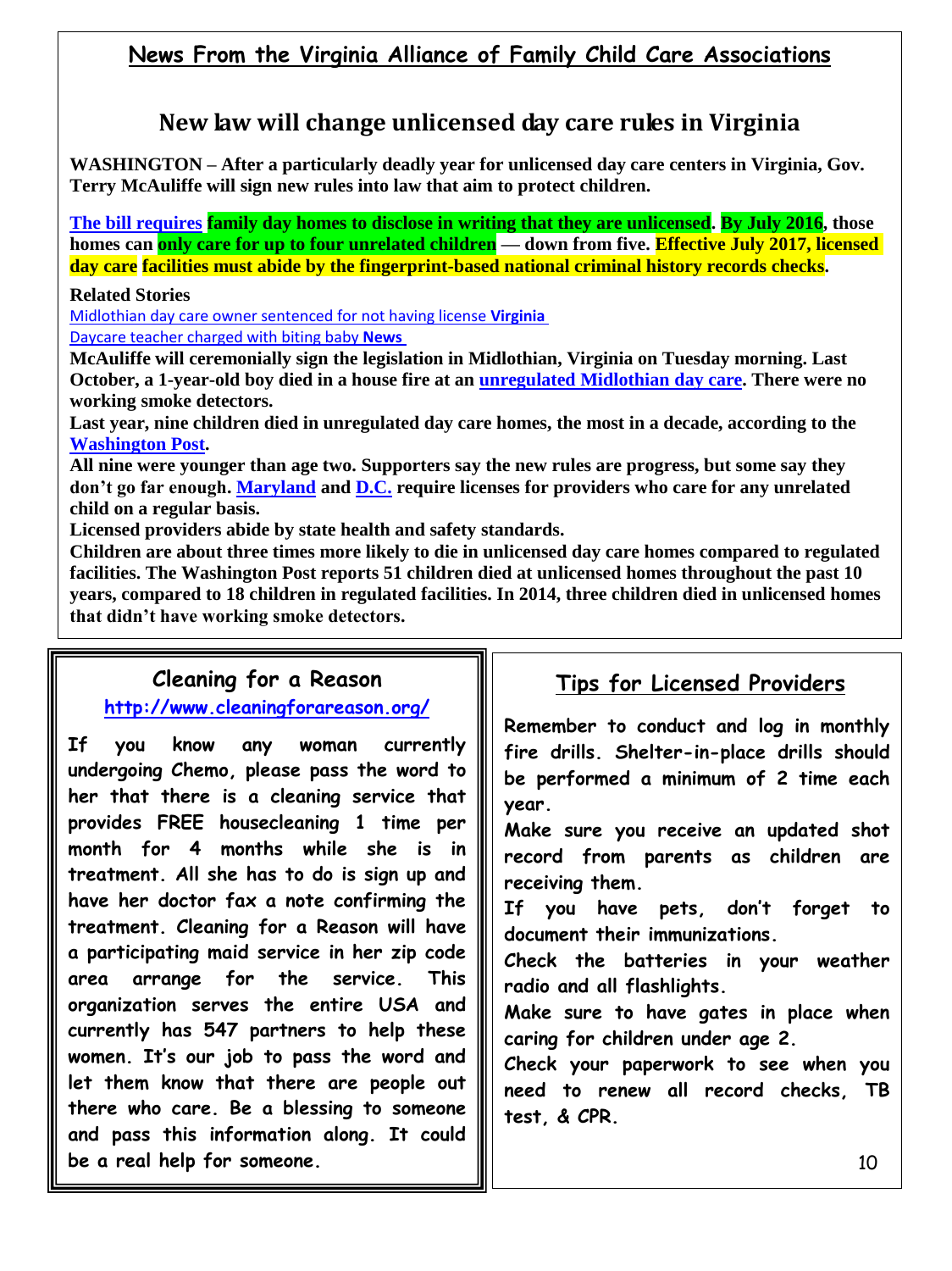## News From the Virginia Alliance of Family Child Care Associations

# New law will change unlicensed day care rules in Virginia

**WASHINGTON – After a particularly deadly year for unlicensed day care centers in Virginia, Gov. Terry McAuliffe will sign new rules into law that aim to protect children.**

**The bill requires family day homes to disclose in writing that they are unlicensed. By July 2016, those homes can only care for up to four unrelated children — down from five. Effective July 2017, licensed day care facilities must abide by the fingerprint-based national criminal history records checks.**

**Related Stories**

Midlothian day care owner sentenced for not having license **Virginia**

Daycare teacher charged with biting baby **News**

**McAuliffe will ceremonially sign the legislation in Midlothian, Virginia on Tuesday morning. Last October, a 1-year-old boy died in a house fire at an unregulated Midlothian day care. There were no working smoke detectors.**

**Last year, nine children died in unregulated day care homes, the most in a decade, according to the Washington Post.**

**All nine were younger than age two. Supporters say the new rules are progress, but some say they don't go far enough. Maryland and D.C. require licenses for providers who care for any unrelated child on a regular basis.**

**Licensed providers abide by state health and safety standards.**

**Children are about three times more likely to die in unlicensed day care homes compared to regulated facilities. The Washington Post reports 51 children died at unlicensed homes throughout the past 10 years, compared to 18 children in regulated facilities. In 2014, three children died in unlicensed homes that didn't have working smoke detectors.**

## Cleaning for a Reason

http://www.cleaningforareason.org/

**If you know any woman currently undergoing Chemo, please pass the word to her that there is a cleaning service that provides FREE housecleaning 1 time per month for 4 months while she is in treatment. All she has to do is sign up and have her doctor fax a note confirming the treatment. Cleaning for a Reason will have a participating maid service in her zip code area arrange for the service. This organization serves the entire USA and currently has 547 partners to help these women. It's our job to pass the word and let them know that there are people out there who care. Be a blessing to someone and pass this information along. It could be a real help for someone.**

## Tips for Licensed Providers

**Remember to conduct and log in monthly fire drills. Shelter-in-place drills should be performed a minimum of 2 time each year.**

**Make sure you receive an updated shot record from parents as children are receiving them.**

**If you have pets, don't forget to document their immunizations.**

**Check the batteries in your weather radio and all flashlights.**

**Make sure to have gates in place when caring for children under age 2.**

**Check your paperwork to see when you need to renew all record checks, TB test, & CPR.**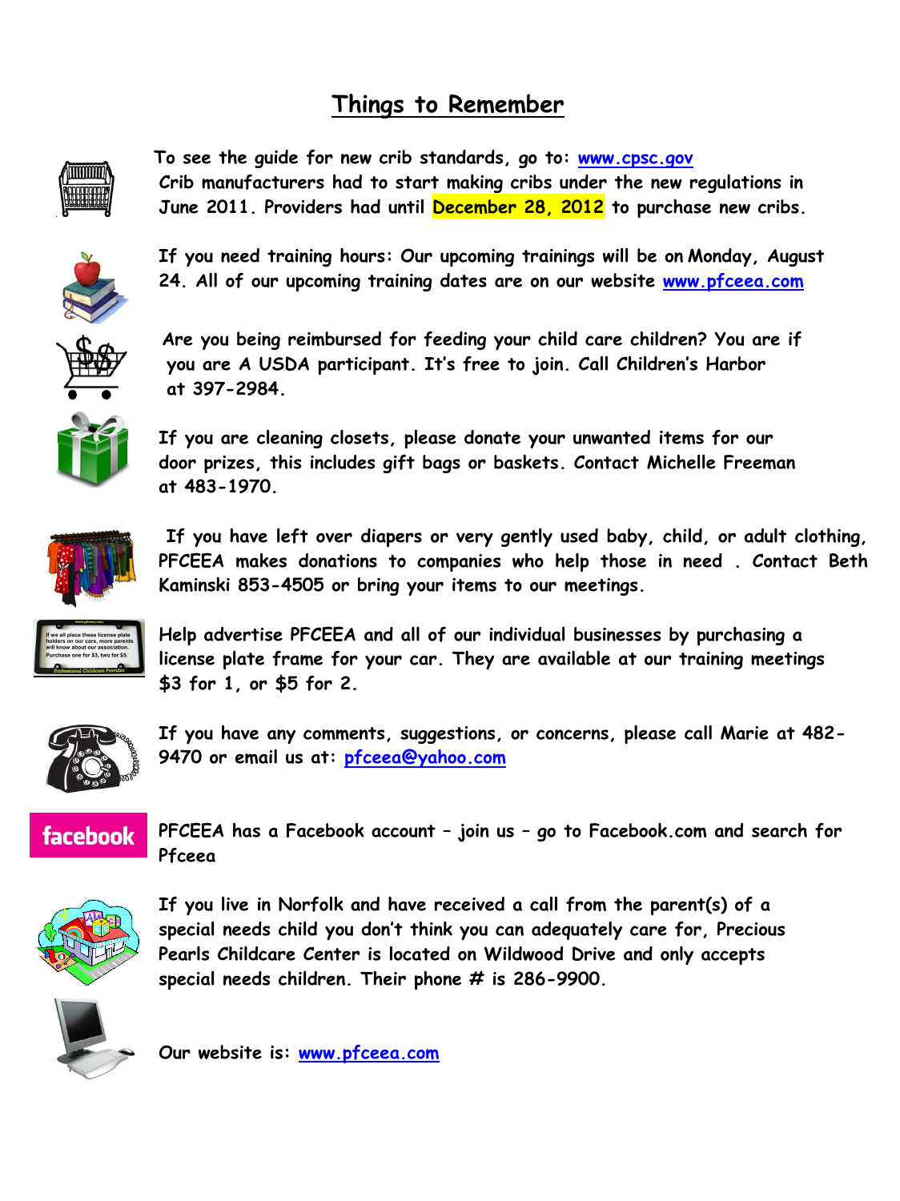# Things to Remember

To see the guide for new crib standards, go to: www.cpsc.gov
Crib manufacturers had to start making cribs under the new regulations in June 2011. Providers had until December 28, 2012 to purchase new cribs.

If you need training hours: Our upcoming trainings will be on Monday, August 24. All of our upcoming training dates are on our website www.pfceea.com

Are you being reimbursed for feeding your child care children? You are if you are A USDA participant. It's free to join. Call Children's Harbor at 397-2984.

If you are cleaning closets, please donate your unwanted items for our door prizes, this includes gift bags or baskets. Contact Michelle Freeman at 483-1970.

If you have left over diapers or very gently used baby, child, or adult clothing, PFCEEA makes donations to companies who help those in need . Contact Beth Kaminski 853-4505 or bring your items to our meetings.

Help advertise PFCEEA and all of our individual businesses by purchasing a license plate frame for your car. They are available at our training meetings $3 for 1, or $5 for 2.

If you have any comments, suggestions, or concerns, please call Marie at 482-9470 or email us at: pfceea@yahoo.com

PFCEEA has a Facebook account – join us – go to Facebook.com and search for Pfceea

If you live in Norfolk and have received a call from the parent(s) of a special needs child you don't think you can adequately care for, Precious Pearls Childcare Center is located on Wildwood Drive and only accepts special needs children. Their phone # is 286-9900.

Our website is: www.pfceea.com